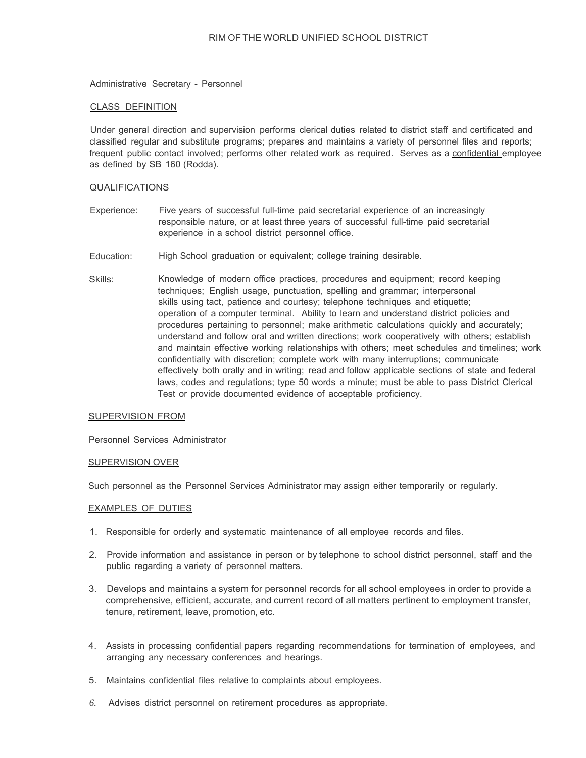RIM OF THE WORLD UNIFIED SCHOOL DISTRICT

# Administrative Secretary - Personnel

## CLASS DEFINITION

Under general direction and supervision performs clerical duties related to district staff and certificated and classified regular and substitute programs; prepares and maintains a variety of personnel files and reports; frequent public contact involved; performs other related work as required. Serves as a confidential employee as defined by SB 160 (Rodda).

## QUALIFICATIONS

Experience: Five years of successful full-time paid secretarial experience of an increasingly responsible nature, or at least three years of successful full-time paid secretarial experience in a school district personnel office.

Education: High School graduation or equivalent; college training desirable.

Skills: Knowledge of modern office practices, procedures and equipment; record keeping techniques; English usage, punctuation, spelling and grammar; interpersonal skills using tact, patience and courtesy; telephone techniques and etiquette; operation of a computer terminal. Ability to learn and understand district policies and procedures pertaining to personnel; make arithmetic calculations quickly and accurately; understand and follow oral and written directions; work cooperatively with others; establish and maintain effective working relationships with others; meet schedules and timelines; work confidentially with discretion; complete work with many interruptions; communicate effectively both orally and in writing; read and follow applicable sections of state and federal laws, codes and regulations; type 50 words a minute; must be able to pass District Clerical Test or provide documented evidence of acceptable proficiency.

## SUPERVISION FROM

Personnel Services Administrator

## SUPERVISION OVER

Such personnel as the Personnel Services Administrator may assign either temporarily or regularly.

## EXAMPLES OF DUTIES

1. Responsible for orderly and systematic maintenance of all employee records and files.
2. Provide information and assistance in person or by telephone to school district personnel, staff and the public regarding a variety of personnel matters.
3. Develops and maintains a system for personnel records for all school employees in order to provide a comprehensive, efficient, accurate, and current record of all matters pertinent to employment transfer, tenure, retirement, leave, promotion, etc.
4. Assists in processing confidential papers regarding recommendations for termination of employees, and arranging any necessary conferences and hearings.
5. Maintains confidential files relative to complaints about employees.
6. Advises district personnel on retirement procedures as appropriate.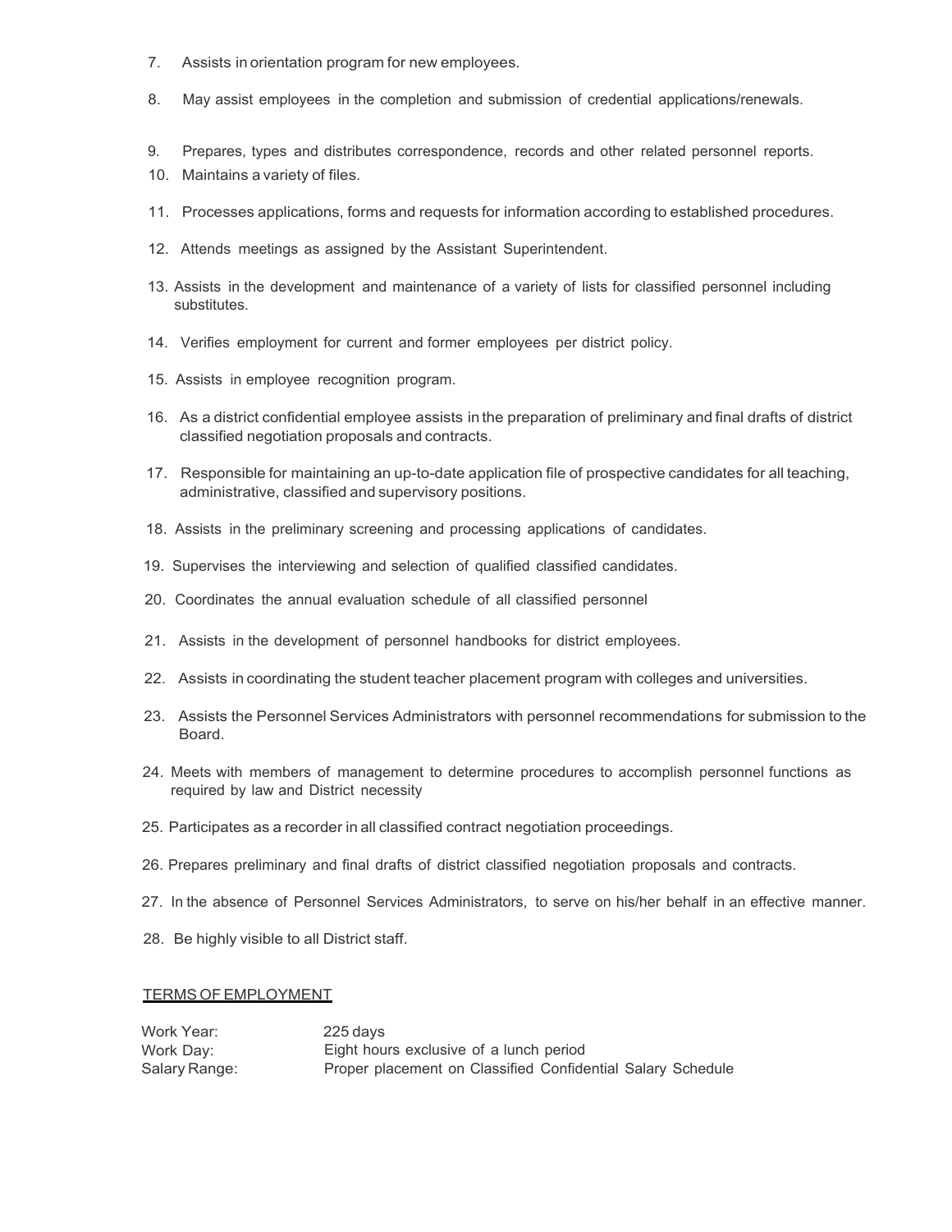7. Assists in orientation program for new employees.

8. May assist employees in the completion and submission of credential applications/renewals.

9. Prepares, types and distributes correspondence, records and other related personnel reports.

10. Maintains a variety of files.

11. Processes applications, forms and requests for information according to established procedures.

12. Attends meetings as assigned by the Assistant Superintendent.

13. Assists in the development and maintenance of a variety of lists for classified personnel including substitutes.

14. Verifies employment for current and former employees per district policy.

15. Assists in employee recognition program.

16. As a district confidential employee assists in the preparation of preliminary and final drafts of district classified negotiation proposals and contracts.

17. Responsible for maintaining an up-to-date application file of prospective candidates for all teaching, administrative, classified and supervisory positions.

18. Assists in the preliminary screening and processing applications of candidates.

19. Supervises the interviewing and selection of qualified classified candidates.

20. Coordinates the annual evaluation schedule of all classified personnel

21. Assists in the development of personnel handbooks for district employees.

22. Assists in coordinating the student teacher placement program with colleges and universities.

23. Assists the Personnel Services Administrators with personnel recommendations for submission to the Board.

24. Meets with members of management to determine procedures to accomplish personnel functions as required by law and District necessity

25. Participates as a recorder in all classified contract negotiation proceedings.

26. Prepares preliminary and final drafts of district classified negotiation proposals and contracts.

27. In the absence of Personnel Services Administrators, to serve on his/her behalf in an effective manner.

28. Be highly visible to all District staff.

## TERMS OF EMPLOYMENT

| | |
|---|---|
| Work Year: | 225 days |
| Work Day: | Eight hours exclusive of a lunch period |
| Salary Range: | Proper placement on Classified Confidential Salary Schedule |